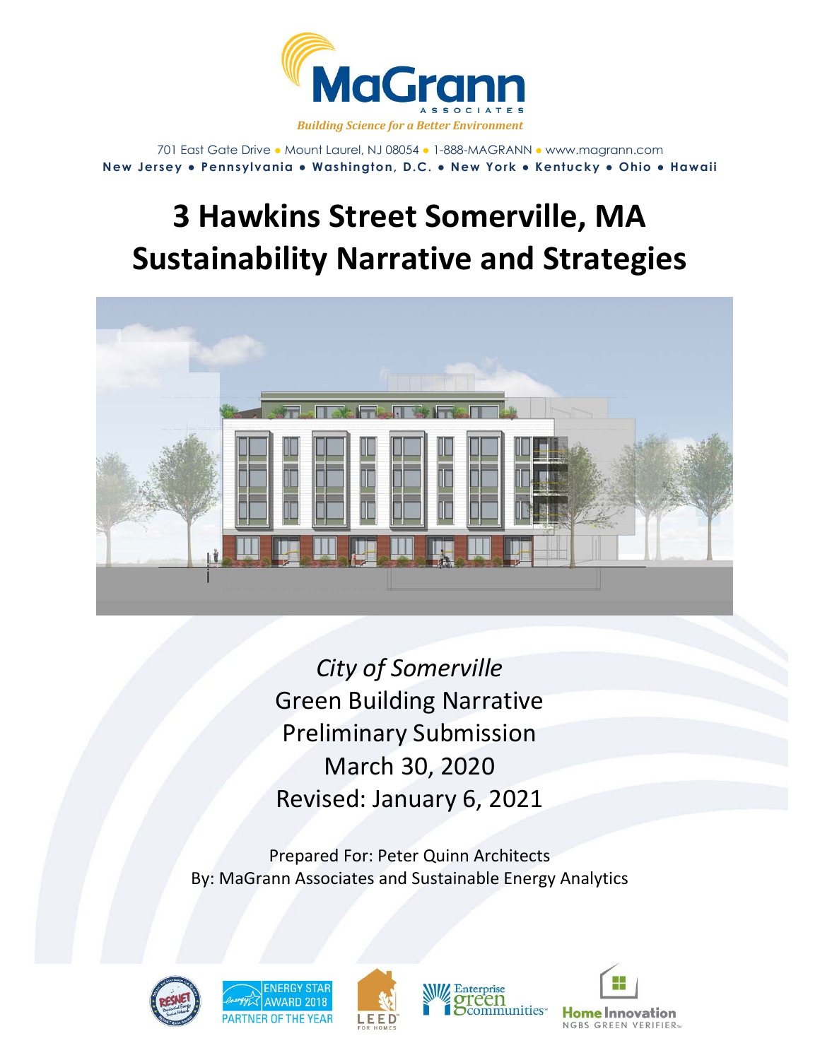MaGrann

ASSOCIATES

*Building Science for a Better Environment*

701 East Gate Drive • Mount Laurel, NJ 08054 • 1-888-MAGRANN • www.magrann.com

**New Jersey • Pennsylvania • Washington, D.C. • New York • Kentucky • Ohio • Hawaii**

# 3 Hawkins Street Somerville, MA
# Sustainability Narrative and Strategies

*City of Somerville*

Green Building Narrative

Preliminary Submission

March 30, 2020

Revised: January 6, 2021

Prepared For: Peter Quinn Architects

By: MaGrann Associates and Sustainable Energy Analytics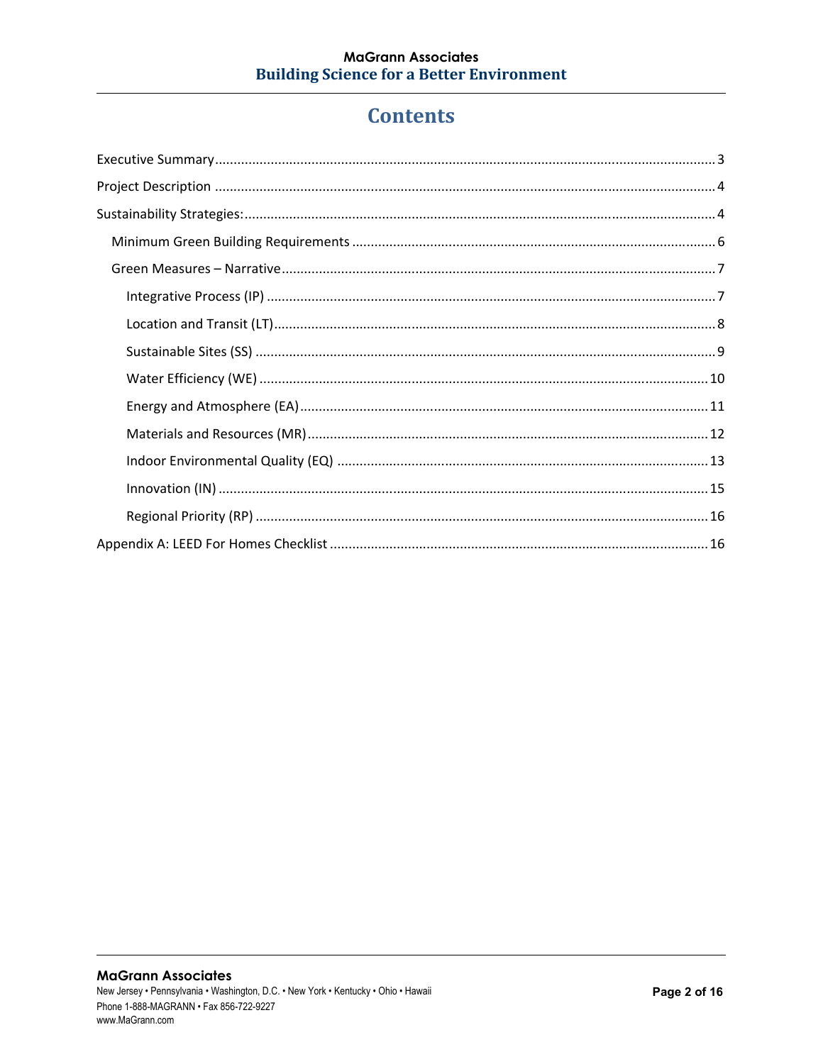# Contents

Executive Summary ........................................ 3

Project Description ........................................ 4

Sustainability Strategies: ........................................ 4

- Minimum Green Building Requirements ........................................ 6
- Green Measures – Narrative ........................................ 7
  - Integrative Process (IP) ........................................ 7
  - Location and Transit (LT) ........................................ 8
  - Sustainable Sites (SS) ........................................ 9
  - Water Efficiency (WE) ........................................ 10
  - Energy and Atmosphere (EA) ........................................ 11
  - Materials and Resources (MR) ........................................ 12
  - Indoor Environmental Quality (EQ) ........................................ 13
  - Innovation (IN) ........................................ 15
  - Regional Priority (RP) ........................................ 16

Appendix A: LEED For Homes Checklist ........................................ 16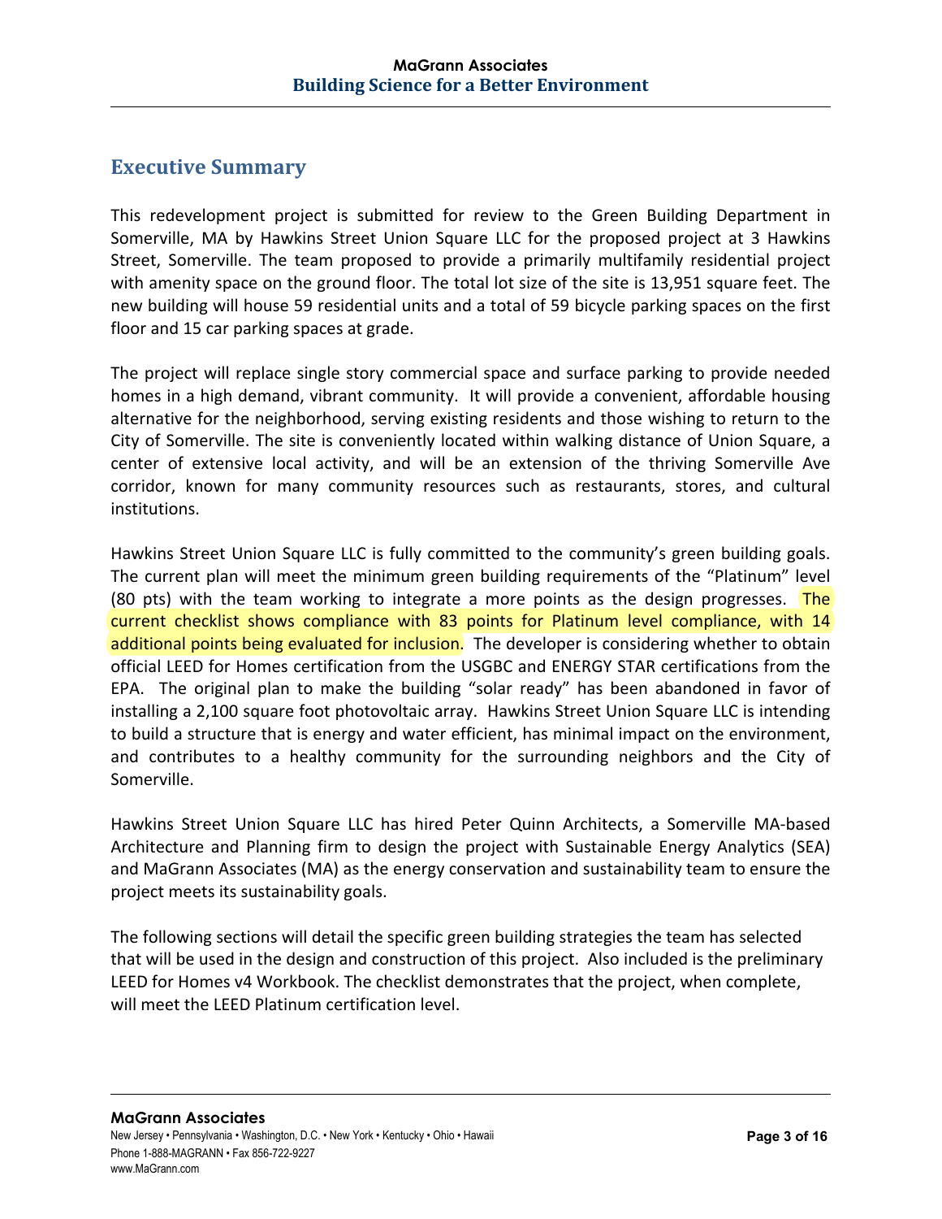## Executive Summary

This redevelopment project is submitted for review to the Green Building Department in Somerville, MA by Hawkins Street Union Square LLC for the proposed project at 3 Hawkins Street, Somerville. The team proposed to provide a primarily multifamily residential project with amenity space on the ground floor. The total lot size of the site is 13,951 square feet. The new building will house 59 residential units and a total of 59 bicycle parking spaces on the first floor and 15 car parking spaces at grade.

The project will replace single story commercial space and surface parking to provide needed homes in a high demand, vibrant community. It will provide a convenient, affordable housing alternative for the neighborhood, serving existing residents and those wishing to return to the City of Somerville. The site is conveniently located within walking distance of Union Square, a center of extensive local activity, and will be an extension of the thriving Somerville Ave corridor, known for many community resources such as restaurants, stores, and cultural institutions.

Hawkins Street Union Square LLC is fully committed to the community's green building goals. The current plan will meet the minimum green building requirements of the "Platinum" level (80 pts) with the team working to integrate a more points as the design progresses. The current checklist shows compliance with 83 points for Platinum level compliance, with 14 additional points being evaluated for inclusion. The developer is considering whether to obtain official LEED for Homes certification from the USGBC and ENERGY STAR certifications from the EPA. The original plan to make the building "solar ready" has been abandoned in favor of installing a 2,100 square foot photovoltaic array. Hawkins Street Union Square LLC is intending to build a structure that is energy and water efficient, has minimal impact on the environment, and contributes to a healthy community for the surrounding neighbors and the City of Somerville.

Hawkins Street Union Square LLC has hired Peter Quinn Architects, a Somerville MA-based Architecture and Planning firm to design the project with Sustainable Energy Analytics (SEA) and MaGrann Associates (MA) as the energy conservation and sustainability team to ensure the project meets its sustainability goals.

The following sections will detail the specific green building strategies the team has selected that will be used in the design and construction of this project. Also included is the preliminary LEED for Homes v4 Workbook. The checklist demonstrates that the project, when complete, will meet the LEED Platinum certification level.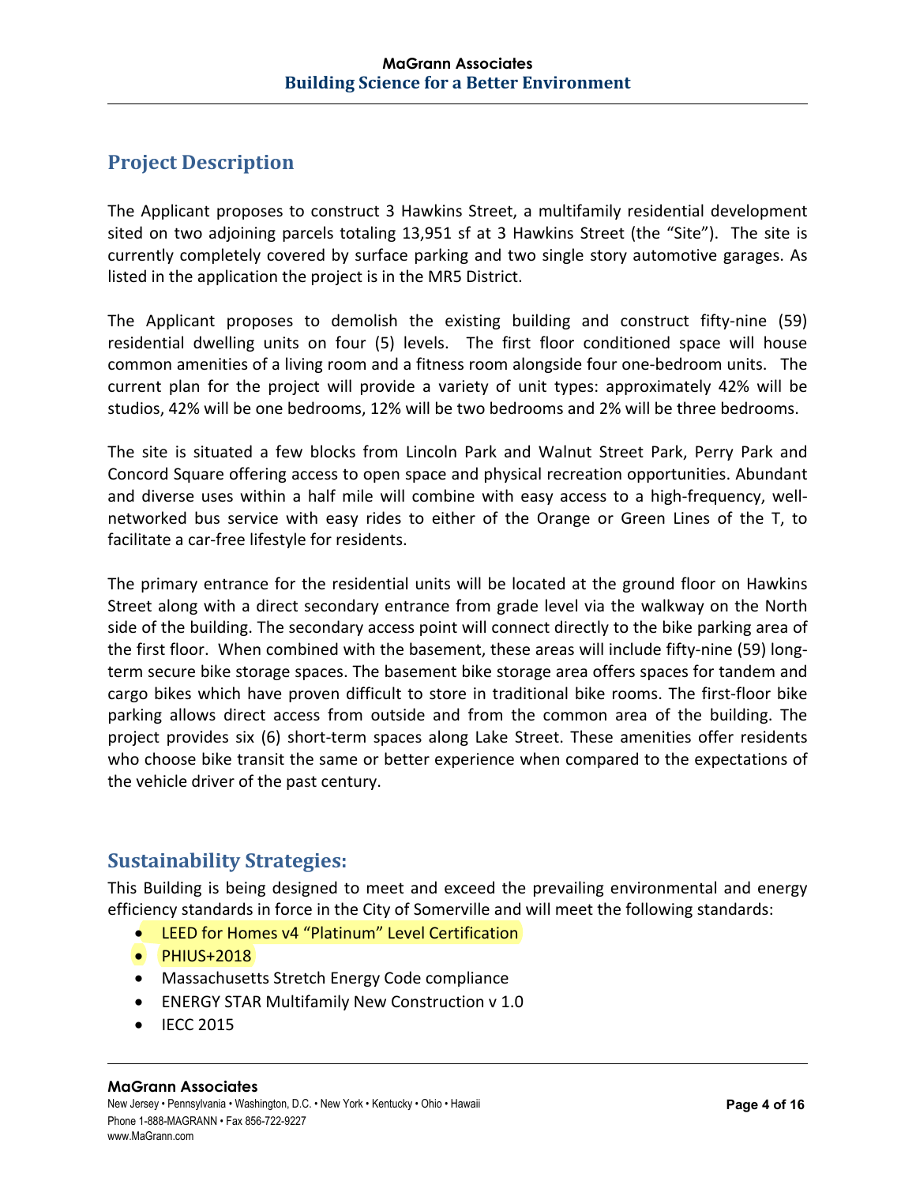## Project Description

The Applicant proposes to construct 3 Hawkins Street, a multifamily residential development sited on two adjoining parcels totaling 13,951 sf at 3 Hawkins Street (the "Site"). The site is currently completely covered by surface parking and two single story automotive garages. As listed in the application the project is in the MR5 District.

The Applicant proposes to demolish the existing building and construct fifty-nine (59) residential dwelling units on four (5) levels. The first floor conditioned space will house common amenities of a living room and a fitness room alongside four one-bedroom units. The current plan for the project will provide a variety of unit types: approximately 42% will be studios, 42% will be one bedrooms, 12% will be two bedrooms and 2% will be three bedrooms.

The site is situated a few blocks from Lincoln Park and Walnut Street Park, Perry Park and Concord Square offering access to open space and physical recreation opportunities. Abundant and diverse uses within a half mile will combine with easy access to a high-frequency, well-networked bus service with easy rides to either of the Orange or Green Lines of the T, to facilitate a car-free lifestyle for residents.

The primary entrance for the residential units will be located at the ground floor on Hawkins Street along with a direct secondary entrance from grade level via the walkway on the North side of the building. The secondary access point will connect directly to the bike parking area of the first floor. When combined with the basement, these areas will include fifty-nine (59) long-term secure bike storage spaces. The basement bike storage area offers spaces for tandem and cargo bikes which have proven difficult to store in traditional bike rooms. The first-floor bike parking allows direct access from outside and from the common area of the building. The project provides six (6) short-term spaces along Lake Street. These amenities offer residents who choose bike transit the same or better experience when compared to the expectations of the vehicle driver of the past century.

## Sustainability Strategies:

This Building is being designed to meet and exceed the prevailing environmental and energy efficiency standards in force in the City of Somerville and will meet the following standards:

- LEED for Homes v4 "Platinum" Level Certification
- PHIUS+2018
- Massachusetts Stretch Energy Code compliance
- ENERGY STAR Multifamily New Construction v 1.0
- IECC 2015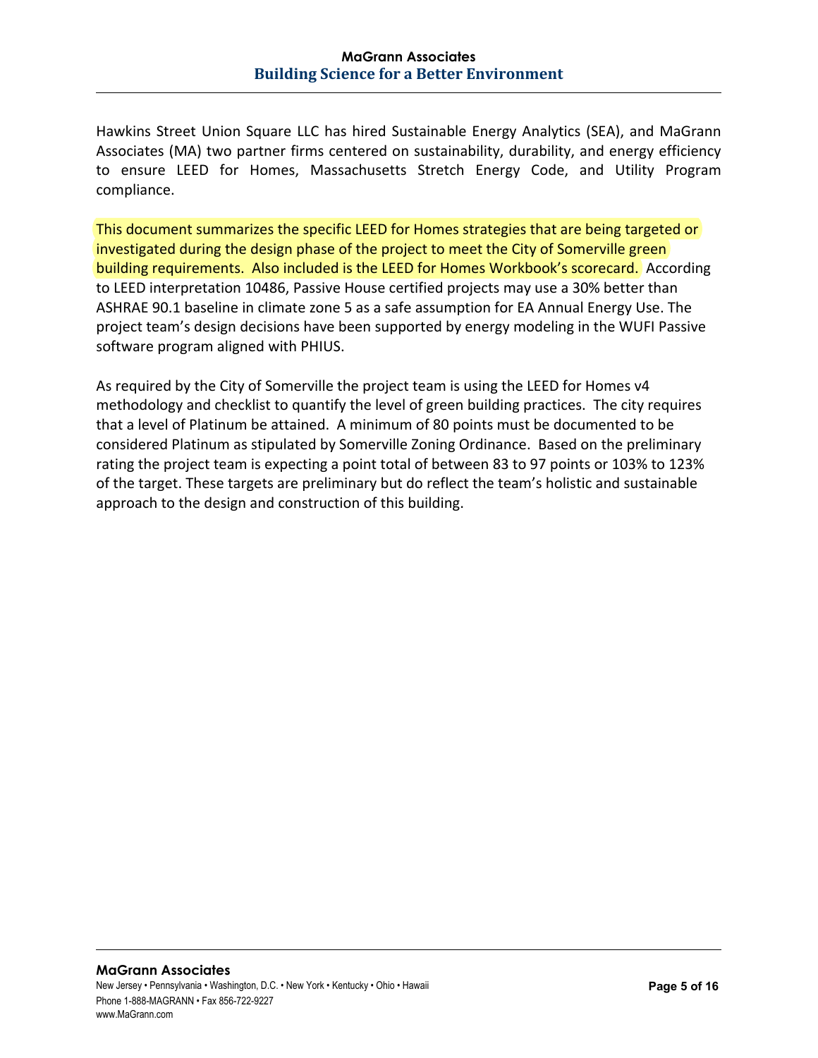Hawkins Street Union Square LLC has hired Sustainable Energy Analytics (SEA), and MaGrann Associates (MA) two partner firms centered on sustainability, durability, and energy efficiency to ensure LEED for Homes, Massachusetts Stretch Energy Code, and Utility Program compliance.

This document summarizes the specific LEED for Homes strategies that are being targeted or investigated during the design phase of the project to meet the City of Somerville green building requirements. Also included is the LEED for Homes Workbook's scorecard. According to LEED interpretation 10486, Passive House certified projects may use a 30% better than ASHRAE 90.1 baseline in climate zone 5 as a safe assumption for EA Annual Energy Use. The project team's design decisions have been supported by energy modeling in the WUFI Passive software program aligned with PHIUS.

As required by the City of Somerville the project team is using the LEED for Homes v4 methodology and checklist to quantify the level of green building practices. The city requires that a level of Platinum be attained. A minimum of 80 points must be documented to be considered Platinum as stipulated by Somerville Zoning Ordinance. Based on the preliminary rating the project team is expecting a point total of between 83 to 97 points or 103% to 123% of the target. These targets are preliminary but do reflect the team's holistic and sustainable approach to the design and construction of this building.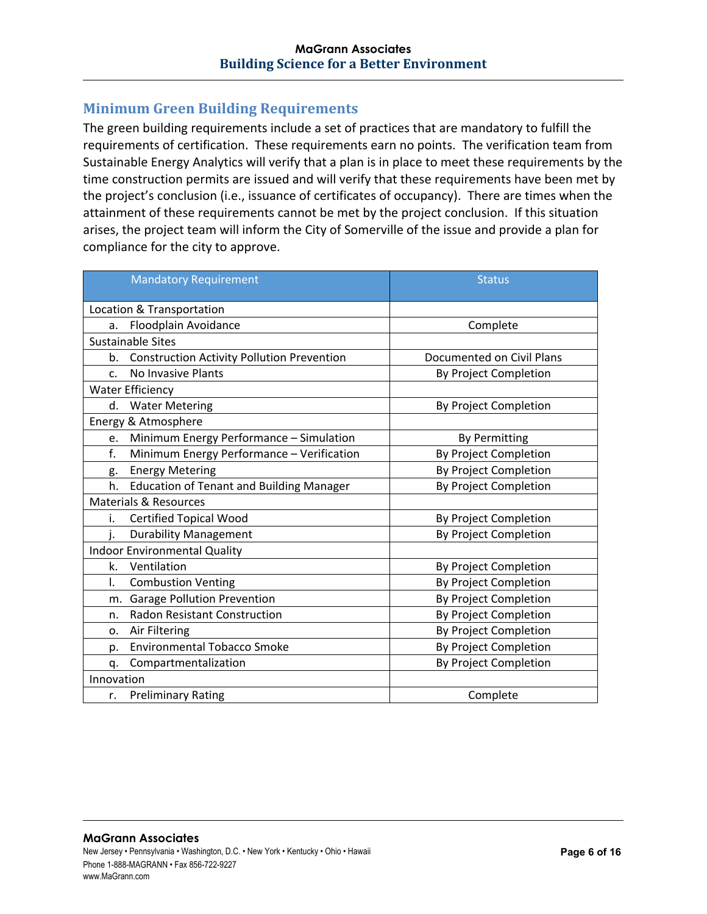## Minimum Green Building Requirements

The green building requirements include a set of practices that are mandatory to fulfill the requirements of certification. These requirements earn no points. The verification team from Sustainable Energy Analytics will verify that a plan is in place to meet these requirements by the time construction permits are issued and will verify that these requirements have been met by the project's conclusion (i.e., issuance of certificates of occupancy). There are times when the attainment of these requirements cannot be met by the project conclusion. If this situation arises, the project team will inform the City of Somerville of the issue and provide a plan for compliance for the city to approve.

| Mandatory Requirement | Status |
|---|---|
| Location & Transportation | |
| a. Floodplain Avoidance | Complete |
| Sustainable Sites | |
| b. Construction Activity Pollution Prevention | Documented on Civil Plans |
| c. No Invasive Plants | By Project Completion |
| Water Efficiency | |
| d. Water Metering | By Project Completion |
| Energy & Atmosphere | |
| e. Minimum Energy Performance – Simulation | By Permitting |
| f. Minimum Energy Performance – Verification | By Project Completion |
| g. Energy Metering | By Project Completion |
| h. Education of Tenant and Building Manager | By Project Completion |
| Materials & Resources | |
| i. Certified Topical Wood | By Project Completion |
| j. Durability Management | By Project Completion |
| Indoor Environmental Quality | |
| k. Ventilation | By Project Completion |
| l. Combustion Venting | By Project Completion |
| m. Garage Pollution Prevention | By Project Completion |
| n. Radon Resistant Construction | By Project Completion |
| o. Air Filtering | By Project Completion |
| p. Environmental Tobacco Smoke | By Project Completion |
| q. Compartmentalization | By Project Completion |
| Innovation | |
| r. Preliminary Rating | Complete |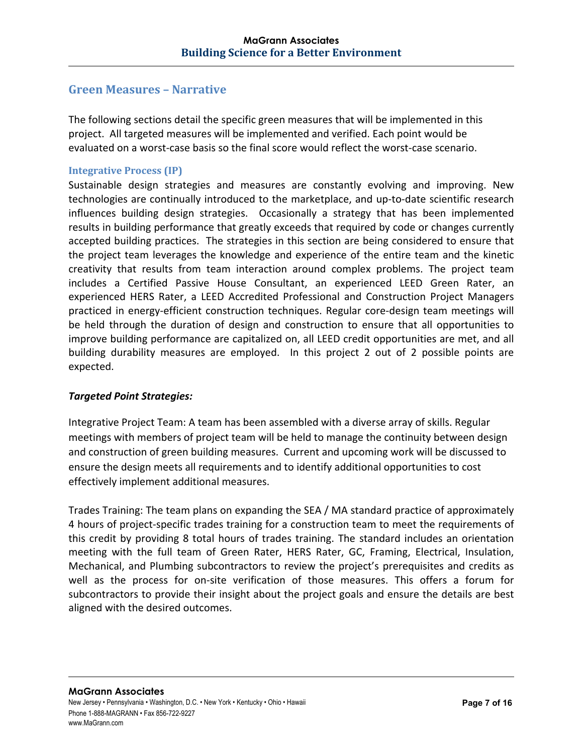## Green Measures – Narrative

The following sections detail the specific green measures that will be implemented in this project. All targeted measures will be implemented and verified. Each point would be evaluated on a worst-case basis so the final score would reflect the worst-case scenario.

### Integrative Process (IP)

Sustainable design strategies and measures are constantly evolving and improving. New technologies are continually introduced to the marketplace, and up-to-date scientific research influences building design strategies. Occasionally a strategy that has been implemented results in building performance that greatly exceeds that required by code or changes currently accepted building practices. The strategies in this section are being considered to ensure that the project team leverages the knowledge and experience of the entire team and the kinetic creativity that results from team interaction around complex problems. The project team includes a Certified Passive House Consultant, an experienced LEED Green Rater, an experienced HERS Rater, a LEED Accredited Professional and Construction Project Managers practiced in energy-efficient construction techniques. Regular core-design team meetings will be held through the duration of design and construction to ensure that all opportunities to improve building performance are capitalized on, all LEED credit opportunities are met, and all building durability measures are employed. In this project 2 out of 2 possible points are expected.

***Targeted Point Strategies:***

Integrative Project Team: A team has been assembled with a diverse array of skills. Regular meetings with members of project team will be held to manage the continuity between design and construction of green building measures. Current and upcoming work will be discussed to ensure the design meets all requirements and to identify additional opportunities to cost effectively implement additional measures.

Trades Training: The team plans on expanding the SEA / MA standard practice of approximately 4 hours of project-specific trades training for a construction team to meet the requirements of this credit by providing 8 total hours of trades training. The standard includes an orientation meeting with the full team of Green Rater, HERS Rater, GC, Framing, Electrical, Insulation, Mechanical, and Plumbing subcontractors to review the project's prerequisites and credits as well as the process for on-site verification of those measures. This offers a forum for subcontractors to provide their insight about the project goals and ensure the details are best aligned with the desired outcomes.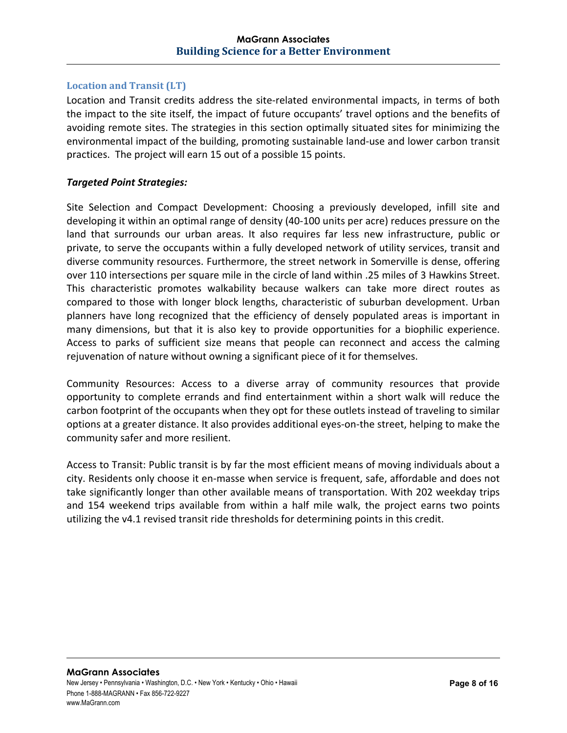## Location and Transit (LT)

Location and Transit credits address the site-related environmental impacts, in terms of both the impact to the site itself, the impact of future occupants' travel options and the benefits of avoiding remote sites. The strategies in this section optimally situated sites for minimizing the environmental impact of the building, promoting sustainable land-use and lower carbon transit practices. The project will earn 15 out of a possible 15 points.

***Targeted Point Strategies:***

Site Selection and Compact Development: Choosing a previously developed, infill site and developing it within an optimal range of density (40-100 units per acre) reduces pressure on the land that surrounds our urban areas. It also requires far less new infrastructure, public or private, to serve the occupants within a fully developed network of utility services, transit and diverse community resources. Furthermore, the street network in Somerville is dense, offering over 110 intersections per square mile in the circle of land within .25 miles of 3 Hawkins Street. This characteristic promotes walkability because walkers can take more direct routes as compared to those with longer block lengths, characteristic of suburban development. Urban planners have long recognized that the efficiency of densely populated areas is important in many dimensions, but that it is also key to provide opportunities for a biophilic experience. Access to parks of sufficient size means that people can reconnect and access the calming rejuvenation of nature without owning a significant piece of it for themselves.

Community Resources: Access to a diverse array of community resources that provide opportunity to complete errands and find entertainment within a short walk will reduce the carbon footprint of the occupants when they opt for these outlets instead of traveling to similar options at a greater distance. It also provides additional eyes-on-the street, helping to make the community safer and more resilient.

Access to Transit: Public transit is by far the most efficient means of moving individuals about a city. Residents only choose it en-masse when service is frequent, safe, affordable and does not take significantly longer than other available means of transportation. With 202 weekday trips and 154 weekend trips available from within a half mile walk, the project earns two points utilizing the v4.1 revised transit ride thresholds for determining points in this credit.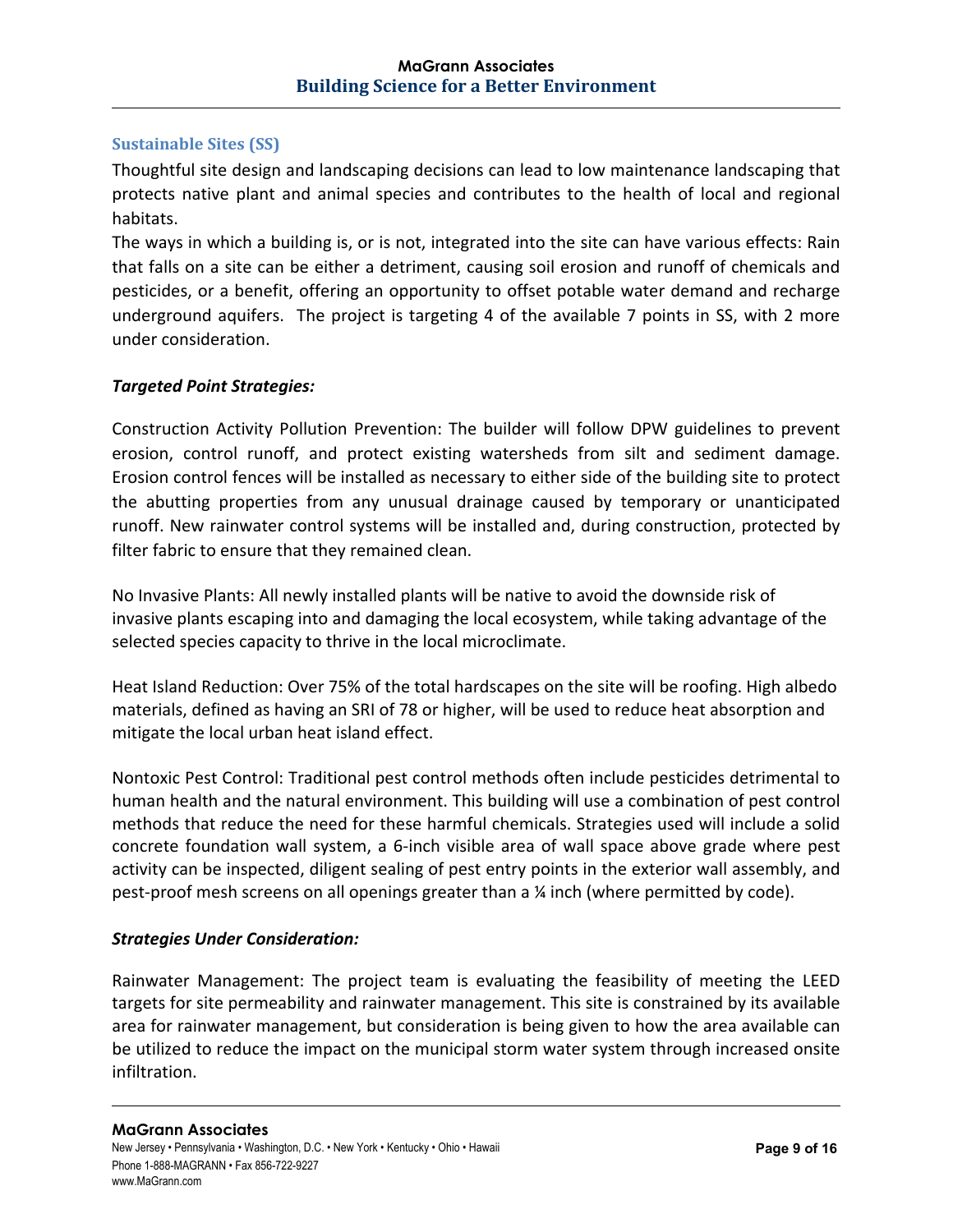## Sustainable Sites (SS)

Thoughtful site design and landscaping decisions can lead to low maintenance landscaping that protects native plant and animal species and contributes to the health of local and regional habitats.

The ways in which a building is, or is not, integrated into the site can have various effects: Rain that falls on a site can be either a detriment, causing soil erosion and runoff of chemicals and pesticides, or a benefit, offering an opportunity to offset potable water demand and recharge underground aquifers. The project is targeting 4 of the available 7 points in SS, with 2 more under consideration.

### *Targeted Point Strategies:*

Construction Activity Pollution Prevention: The builder will follow DPW guidelines to prevent erosion, control runoff, and protect existing watersheds from silt and sediment damage. Erosion control fences will be installed as necessary to either side of the building site to protect the abutting properties from any unusual drainage caused by temporary or unanticipated runoff. New rainwater control systems will be installed and, during construction, protected by filter fabric to ensure that they remained clean.

No Invasive Plants: All newly installed plants will be native to avoid the downside risk of invasive plants escaping into and damaging the local ecosystem, while taking advantage of the selected species capacity to thrive in the local microclimate.

Heat Island Reduction: Over 75% of the total hardscapes on the site will be roofing. High albedo materials, defined as having an SRI of 78 or higher, will be used to reduce heat absorption and mitigate the local urban heat island effect.

Nontoxic Pest Control: Traditional pest control methods often include pesticides detrimental to human health and the natural environment. This building will use a combination of pest control methods that reduce the need for these harmful chemicals. Strategies used will include a solid concrete foundation wall system, a 6-inch visible area of wall space above grade where pest activity can be inspected, diligent sealing of pest entry points in the exterior wall assembly, and pest-proof mesh screens on all openings greater than a ¼ inch (where permitted by code).

### *Strategies Under Consideration:*

Rainwater Management: The project team is evaluating the feasibility of meeting the LEED targets for site permeability and rainwater management. This site is constrained by its available area for rainwater management, but consideration is being given to how the area available can be utilized to reduce the impact on the municipal storm water system through increased onsite infiltration.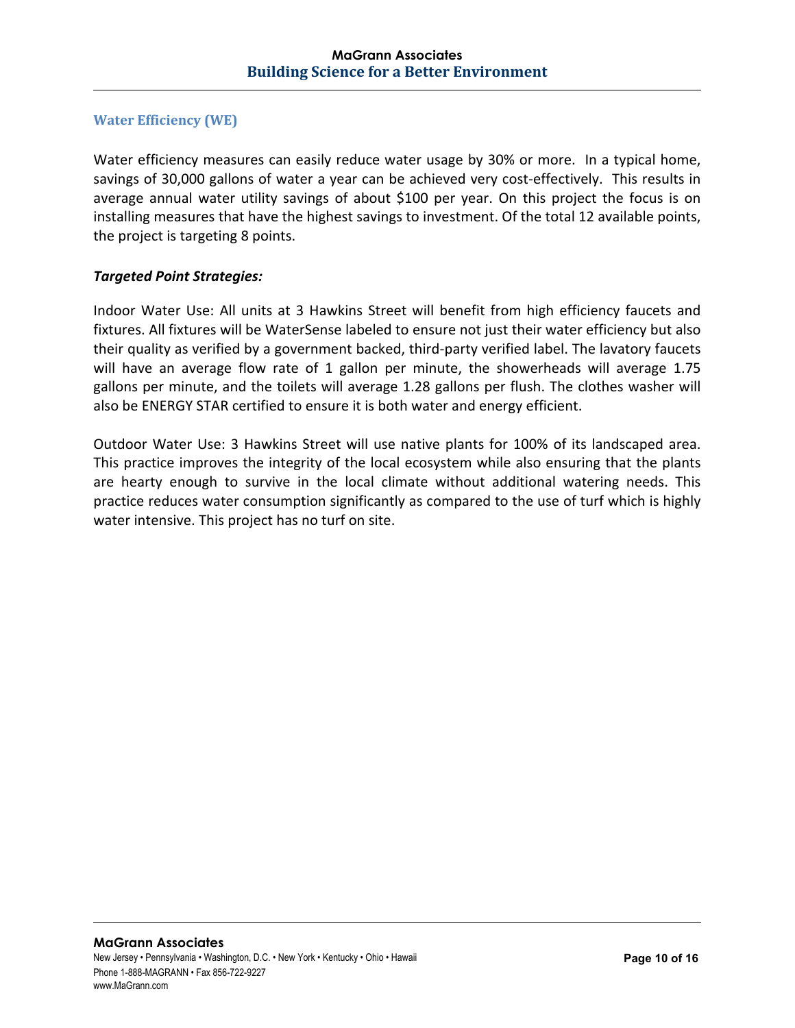## Water Efficiency (WE)

Water efficiency measures can easily reduce water usage by 30% or more. In a typical home, savings of 30,000 gallons of water a year can be achieved very cost-effectively. This results in average annual water utility savings of about $100 per year. On this project the focus is on installing measures that have the highest savings to investment. Of the total 12 available points, the project is targeting 8 points.

***Targeted Point Strategies:***

Indoor Water Use: All units at 3 Hawkins Street will benefit from high efficiency faucets and fixtures. All fixtures will be WaterSense labeled to ensure not just their water efficiency but also their quality as verified by a government backed, third-party verified label. The lavatory faucets will have an average flow rate of 1 gallon per minute, the showerheads will average 1.75 gallons per minute, and the toilets will average 1.28 gallons per flush. The clothes washer will also be ENERGY STAR certified to ensure it is both water and energy efficient.

Outdoor Water Use: 3 Hawkins Street will use native plants for 100% of its landscaped area. This practice improves the integrity of the local ecosystem while also ensuring that the plants are hearty enough to survive in the local climate without additional watering needs. This practice reduces water consumption significantly as compared to the use of turf which is highly water intensive. This project has no turf on site.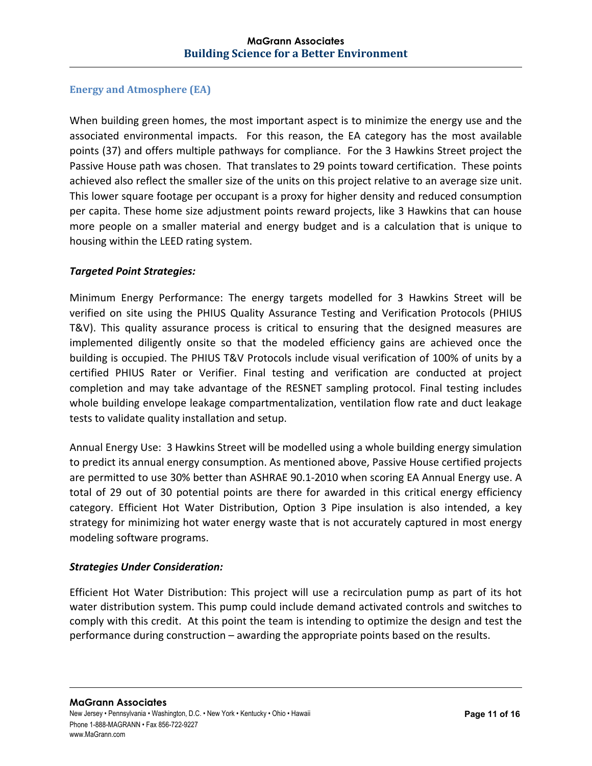### Energy and Atmosphere (EA)

When building green homes, the most important aspect is to minimize the energy use and the associated environmental impacts. For this reason, the EA category has the most available points (37) and offers multiple pathways for compliance. For the 3 Hawkins Street project the Passive House path was chosen. That translates to 29 points toward certification. These points achieved also reflect the smaller size of the units on this project relative to an average size unit. This lower square footage per occupant is a proxy for higher density and reduced consumption per capita. These home size adjustment points reward projects, like 3 Hawkins that can house more people on a smaller material and energy budget and is a calculation that is unique to housing within the LEED rating system.

***Targeted Point Strategies:***

Minimum Energy Performance: The energy targets modelled for 3 Hawkins Street will be verified on site using the PHIUS Quality Assurance Testing and Verification Protocols (PHIUS T&V). This quality assurance process is critical to ensuring that the designed measures are implemented diligently onsite so that the modeled efficiency gains are achieved once the building is occupied. The PHIUS T&V Protocols include visual verification of 100% of units by a certified PHIUS Rater or Verifier. Final testing and verification are conducted at project completion and may take advantage of the RESNET sampling protocol. Final testing includes whole building envelope leakage compartmentalization, ventilation flow rate and duct leakage tests to validate quality installation and setup.

Annual Energy Use: 3 Hawkins Street will be modelled using a whole building energy simulation to predict its annual energy consumption. As mentioned above, Passive House certified projects are permitted to use 30% better than ASHRAE 90.1-2010 when scoring EA Annual Energy use. A total of 29 out of 30 potential points are there for awarded in this critical energy efficiency category. Efficient Hot Water Distribution, Option 3 Pipe insulation is also intended, a key strategy for minimizing hot water energy waste that is not accurately captured in most energy modeling software programs.

***Strategies Under Consideration:***

Efficient Hot Water Distribution: This project will use a recirculation pump as part of its hot water distribution system. This pump could include demand activated controls and switches to comply with this credit. At this point the team is intending to optimize the design and test the performance during construction – awarding the appropriate points based on the results.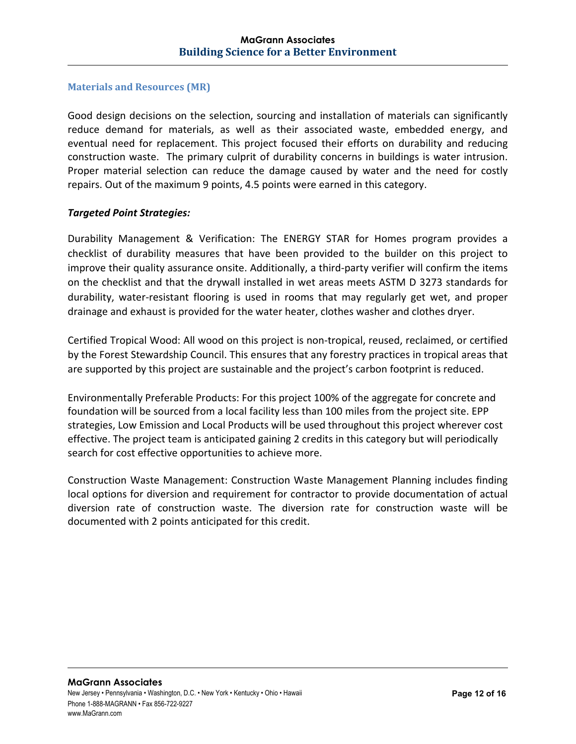## Materials and Resources (MR)

Good design decisions on the selection, sourcing and installation of materials can significantly reduce demand for materials, as well as their associated waste, embedded energy, and eventual need for replacement. This project focused their efforts on durability and reducing construction waste. The primary culprit of durability concerns in buildings is water intrusion. Proper material selection can reduce the damage caused by water and the need for costly repairs. Out of the maximum 9 points, 4.5 points were earned in this category.

***Targeted Point Strategies:***

Durability Management & Verification: The ENERGY STAR for Homes program provides a checklist of durability measures that have been provided to the builder on this project to improve their quality assurance onsite. Additionally, a third-party verifier will confirm the items on the checklist and that the drywall installed in wet areas meets ASTM D 3273 standards for durability, water-resistant flooring is used in rooms that may regularly get wet, and proper drainage and exhaust is provided for the water heater, clothes washer and clothes dryer.

Certified Tropical Wood: All wood on this project is non-tropical, reused, reclaimed, or certified by the Forest Stewardship Council. This ensures that any forestry practices in tropical areas that are supported by this project are sustainable and the project's carbon footprint is reduced.

Environmentally Preferable Products: For this project 100% of the aggregate for concrete and foundation will be sourced from a local facility less than 100 miles from the project site. EPP strategies, Low Emission and Local Products will be used throughout this project wherever cost effective. The project team is anticipated gaining 2 credits in this category but will periodically search for cost effective opportunities to achieve more.

Construction Waste Management: Construction Waste Management Planning includes finding local options for diversion and requirement for contractor to provide documentation of actual diversion rate of construction waste. The diversion rate for construction waste will be documented with 2 points anticipated for this credit.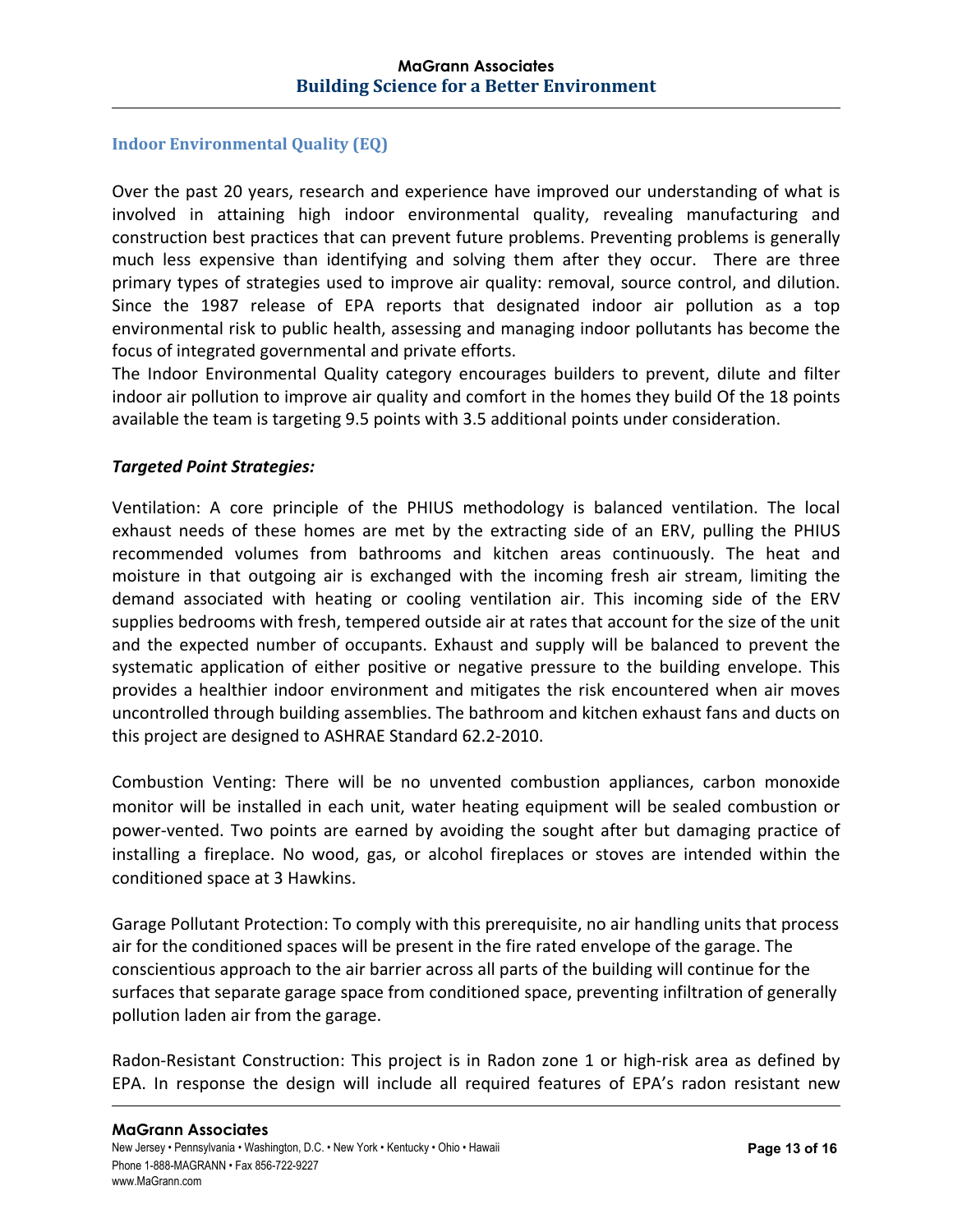## Indoor Environmental Quality (EQ)

Over the past 20 years, research and experience have improved our understanding of what is involved in attaining high indoor environmental quality, revealing manufacturing and construction best practices that can prevent future problems. Preventing problems is generally much less expensive than identifying and solving them after they occur. There are three primary types of strategies used to improve air quality: removal, source control, and dilution. Since the 1987 release of EPA reports that designated indoor air pollution as a top environmental risk to public health, assessing and managing indoor pollutants has become the focus of integrated governmental and private efforts.

The Indoor Environmental Quality category encourages builders to prevent, dilute and filter indoor air pollution to improve air quality and comfort in the homes they build Of the 18 points available the team is targeting 9.5 points with 3.5 additional points under consideration.

***Targeted Point Strategies:***

Ventilation: A core principle of the PHIUS methodology is balanced ventilation. The local exhaust needs of these homes are met by the extracting side of an ERV, pulling the PHIUS recommended volumes from bathrooms and kitchen areas continuously. The heat and moisture in that outgoing air is exchanged with the incoming fresh air stream, limiting the demand associated with heating or cooling ventilation air. This incoming side of the ERV supplies bedrooms with fresh, tempered outside air at rates that account for the size of the unit and the expected number of occupants. Exhaust and supply will be balanced to prevent the systematic application of either positive or negative pressure to the building envelope. This provides a healthier indoor environment and mitigates the risk encountered when air moves uncontrolled through building assemblies. The bathroom and kitchen exhaust fans and ducts on this project are designed to ASHRAE Standard 62.2-2010.

Combustion Venting: There will be no unvented combustion appliances, carbon monoxide monitor will be installed in each unit, water heating equipment will be sealed combustion or power-vented. Two points are earned by avoiding the sought after but damaging practice of installing a fireplace. No wood, gas, or alcohol fireplaces or stoves are intended within the conditioned space at 3 Hawkins.

Garage Pollutant Protection: To comply with this prerequisite, no air handling units that process air for the conditioned spaces will be present in the fire rated envelope of the garage. The conscientious approach to the air barrier across all parts of the building will continue for the surfaces that separate garage space from conditioned space, preventing infiltration of generally pollution laden air from the garage.

Radon-Resistant Construction: This project is in Radon zone 1 or high-risk area as defined by EPA. In response the design will include all required features of EPA's radon resistant new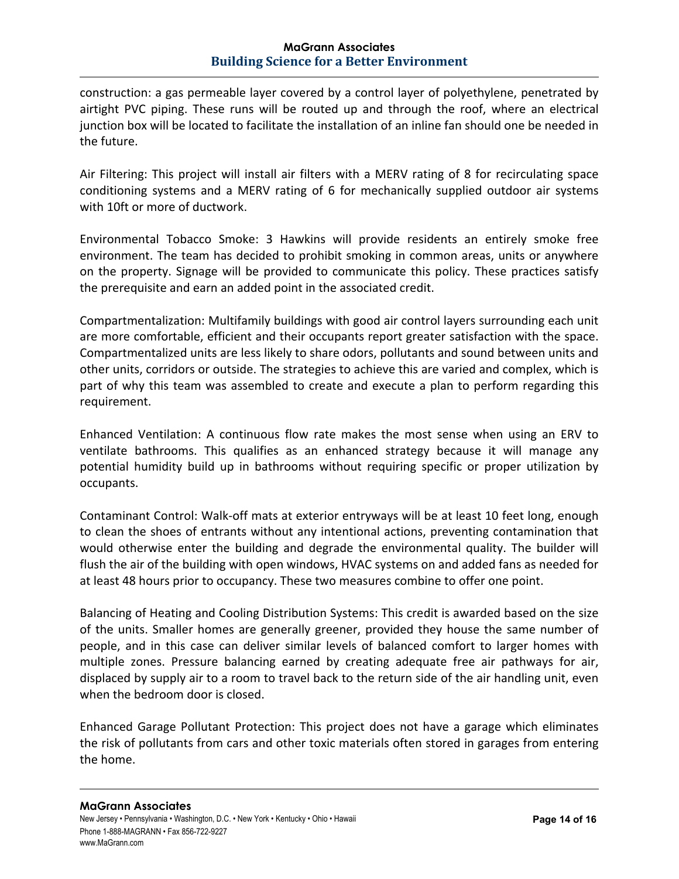construction: a gas permeable layer covered by a control layer of polyethylene, penetrated by airtight PVC piping. These runs will be routed up and through the roof, where an electrical junction box will be located to facilitate the installation of an inline fan should one be needed in the future.

Air Filtering: This project will install air filters with a MERV rating of 8 for recirculating space conditioning systems and a MERV rating of 6 for mechanically supplied outdoor air systems with 10ft or more of ductwork.

Environmental Tobacco Smoke: 3 Hawkins will provide residents an entirely smoke free environment. The team has decided to prohibit smoking in common areas, units or anywhere on the property. Signage will be provided to communicate this policy. These practices satisfy the prerequisite and earn an added point in the associated credit.

Compartmentalization: Multifamily buildings with good air control layers surrounding each unit are more comfortable, efficient and their occupants report greater satisfaction with the space. Compartmentalized units are less likely to share odors, pollutants and sound between units and other units, corridors or outside. The strategies to achieve this are varied and complex, which is part of why this team was assembled to create and execute a plan to perform regarding this requirement.

Enhanced Ventilation: A continuous flow rate makes the most sense when using an ERV to ventilate bathrooms. This qualifies as an enhanced strategy because it will manage any potential humidity build up in bathrooms without requiring specific or proper utilization by occupants.

Contaminant Control: Walk-off mats at exterior entryways will be at least 10 feet long, enough to clean the shoes of entrants without any intentional actions, preventing contamination that would otherwise enter the building and degrade the environmental quality. The builder will flush the air of the building with open windows, HVAC systems on and added fans as needed for at least 48 hours prior to occupancy. These two measures combine to offer one point.

Balancing of Heating and Cooling Distribution Systems: This credit is awarded based on the size of the units. Smaller homes are generally greener, provided they house the same number of people, and in this case can deliver similar levels of balanced comfort to larger homes with multiple zones. Pressure balancing earned by creating adequate free air pathways for air, displaced by supply air to a room to travel back to the return side of the air handling unit, even when the bedroom door is closed.

Enhanced Garage Pollutant Protection: This project does not have a garage which eliminates the risk of pollutants from cars and other toxic materials often stored in garages from entering the home.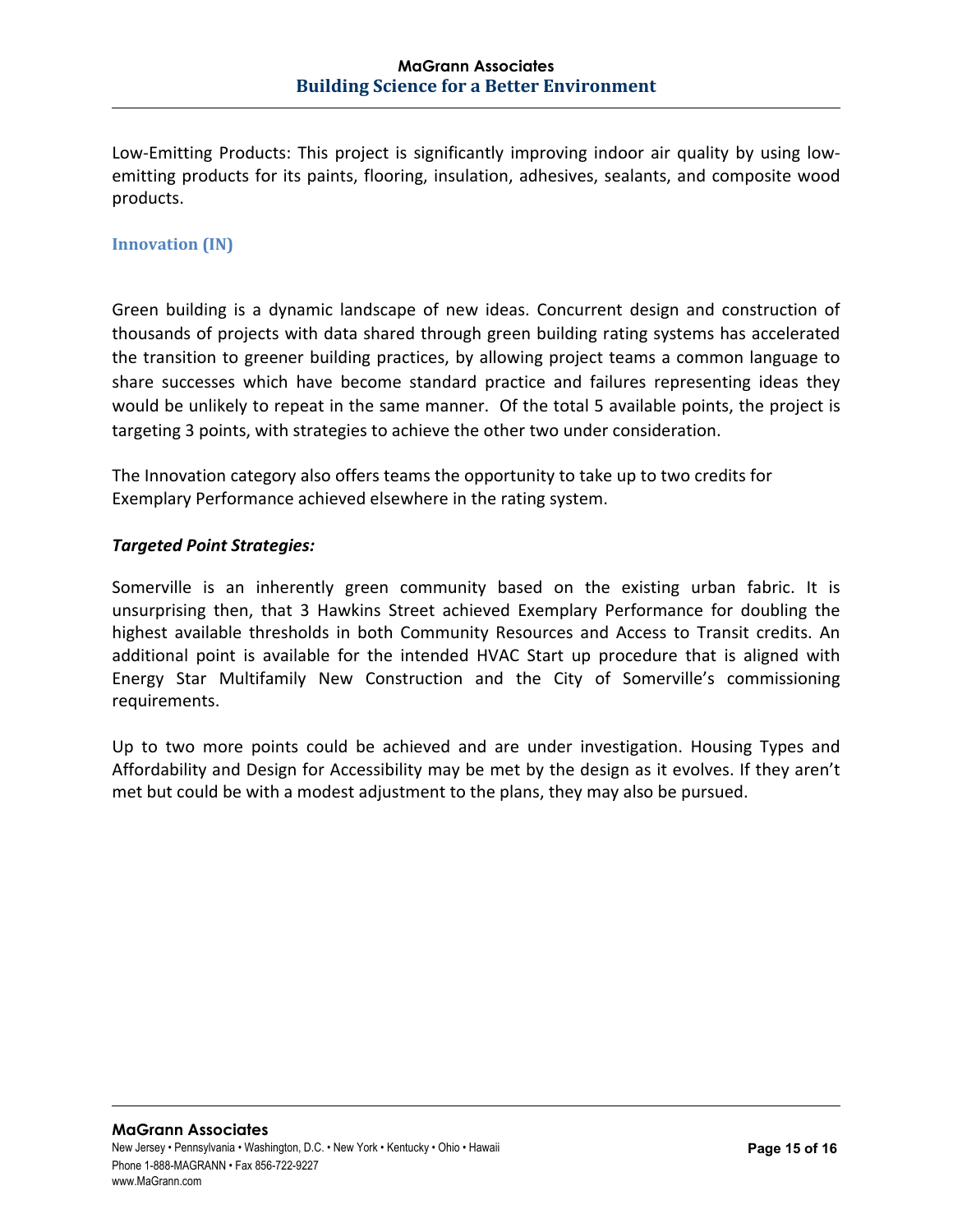Low-Emitting Products: This project is significantly improving indoor air quality by using low-emitting products for its paints, flooring, insulation, adhesives, sealants, and composite wood products.

### Innovation (IN)

Green building is a dynamic landscape of new ideas. Concurrent design and construction of thousands of projects with data shared through green building rating systems has accelerated the transition to greener building practices, by allowing project teams a common language to share successes which have become standard practice and failures representing ideas they would be unlikely to repeat in the same manner. Of the total 5 available points, the project is targeting 3 points, with strategies to achieve the other two under consideration.

The Innovation category also offers teams the opportunity to take up to two credits for Exemplary Performance achieved elsewhere in the rating system.

***Targeted Point Strategies:***

Somerville is an inherently green community based on the existing urban fabric. It is unsurprising then, that 3 Hawkins Street achieved Exemplary Performance for doubling the highest available thresholds in both Community Resources and Access to Transit credits. An additional point is available for the intended HVAC Start up procedure that is aligned with Energy Star Multifamily New Construction and the City of Somerville's commissioning requirements.

Up to two more points could be achieved and are under investigation. Housing Types and Affordability and Design for Accessibility may be met by the design as it evolves. If they aren't met but could be with a modest adjustment to the plans, they may also be pursued.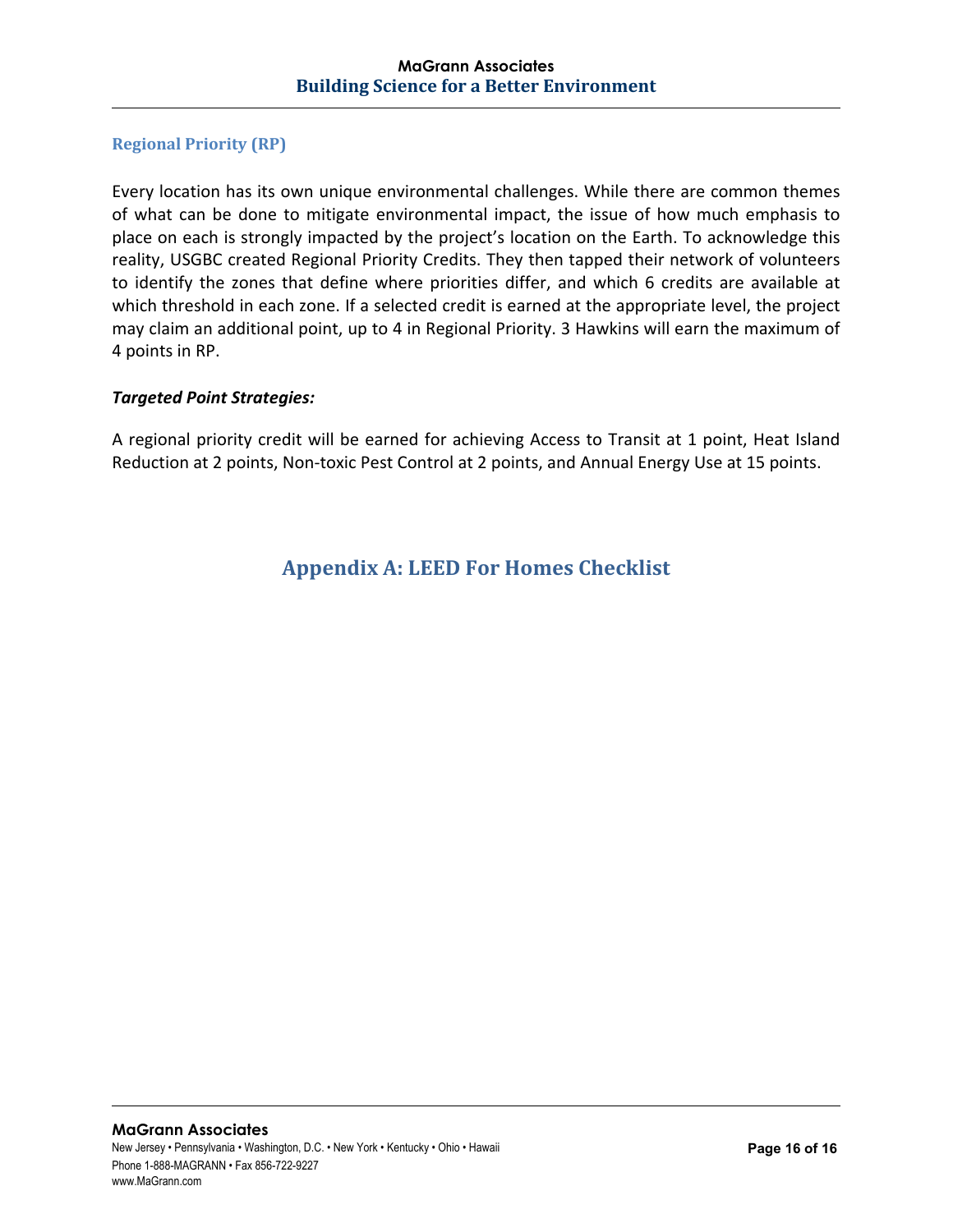### Regional Priority (RP)

Every location has its own unique environmental challenges. While there are common themes of what can be done to mitigate environmental impact, the issue of how much emphasis to place on each is strongly impacted by the project's location on the Earth. To acknowledge this reality, USGBC created Regional Priority Credits. They then tapped their network of volunteers to identify the zones that define where priorities differ, and which 6 credits are available at which threshold in each zone. If a selected credit is earned at the appropriate level, the project may claim an additional point, up to 4 in Regional Priority. 3 Hawkins will earn the maximum of 4 points in RP.

***Targeted Point Strategies:***

A regional priority credit will be earned for achieving Access to Transit at 1 point, Heat Island Reduction at 2 points, Non-toxic Pest Control at 2 points, and Annual Energy Use at 15 points.

## Appendix A: LEED For Homes Checklist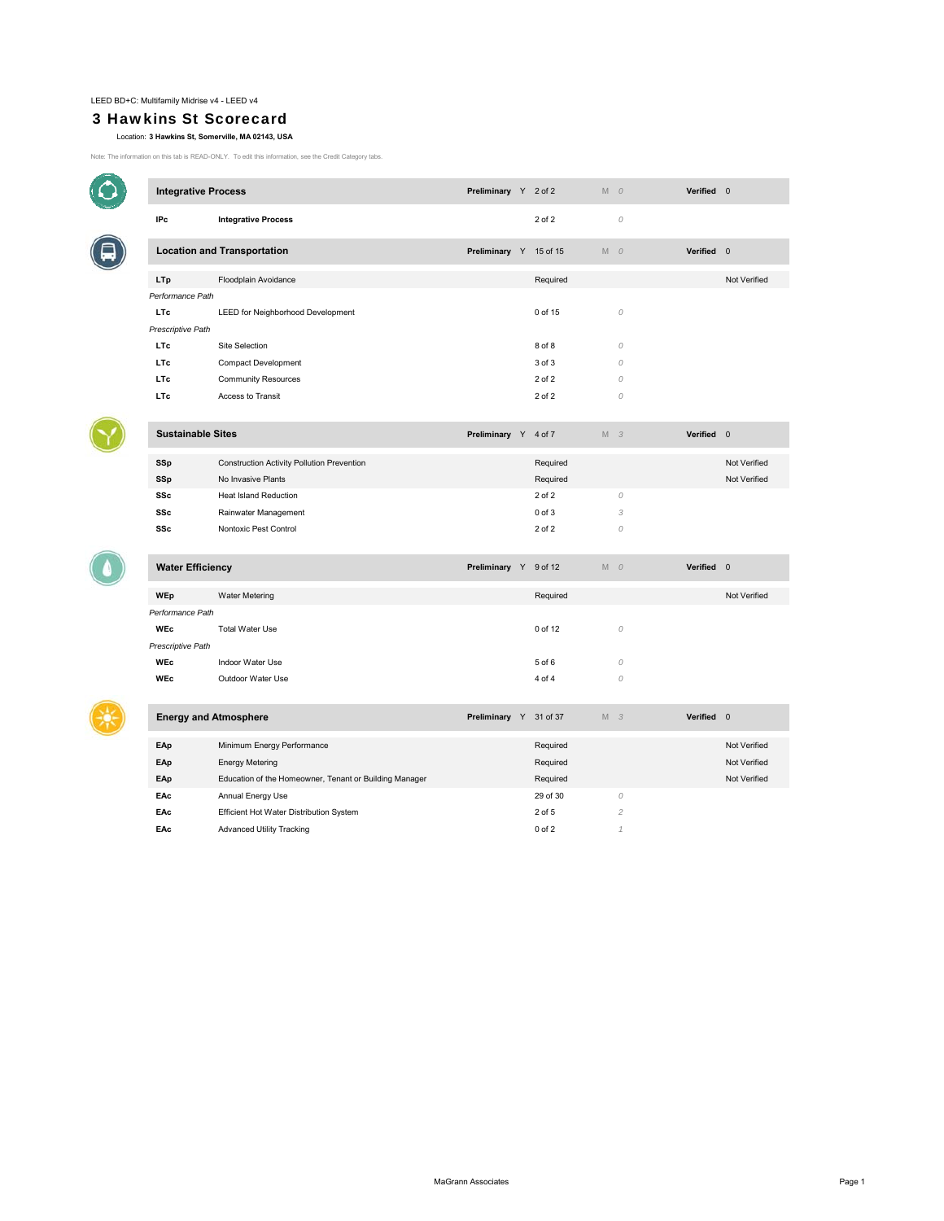LEED BD+C: Multifamily Midrise v4 - LEED v4

# 3 Hawkins St Scorecard

Location: **3 Hawkins St, Somerville, MA 02143, USA**

Note: The information on this tab is READ-ONLY. To edit this information, see the Credit Category tabs.

| Category | Credit | Preliminary Y | M | Verified |
|---|---|---|---|---|
| **Integrative Process** | | **2 of 2** | 0 | **0** |
| **IPc** | **Integrative Process** | 2 of 2 | 0 | |
| **Location and Transportation** | | **15 of 15** | 0 | **0** |
| **LTp** | Floodplain Avoidance | Required | | Not Verified |
| *Performance Path* | | | | |
| **LTc** | LEED for Neighborhood Development | 0 of 15 | 0 | |
| *Prescriptive Path* | | | | |
| **LTc** | Site Selection | 8 of 8 | 0 | |
| **LTc** | Compact Development | 3 of 3 | 0 | |
| **LTc** | Community Resources | 2 of 2 | 0 | |
| **LTc** | Access to Transit | 2 of 2 | 0 | |
| **Sustainable Sites** | | **4 of 7** | 3 | **0** |
| **SSp** | Construction Activity Pollution Prevention | Required | | Not Verified |
| **SSp** | No Invasive Plants | Required | | Not Verified |
| **SSc** | Heat Island Reduction | 2 of 2 | 0 | |
| **SSc** | Rainwater Management | 0 of 3 | 3 | |
| **SSc** | Nontoxic Pest Control | 2 of 2 | 0 | |
| **Water Efficiency** | | **9 of 12** | 0 | **0** |
| **WEp** | Water Metering | Required | | Not Verified |
| *Performance Path* | | | | |
| **WEc** | Total Water Use | 0 of 12 | 0 | |
| *Prescriptive Path* | | | | |
| **WEc** | Indoor Water Use | 5 of 6 | 0 | |
| **WEc** | Outdoor Water Use | 4 of 4 | 0 | |
| **Energy and Atmosphere** | | **31 of 37** | 3 | **0** |
| **EAp** | Minimum Energy Performance | Required | | Not Verified |
| **EAp** | Energy Metering | Required | | Not Verified |
| **EAp** | Education of the Homeowner, Tenant or Building Manager | Required | | Not Verified |
| **EAc** | Annual Energy Use | 29 of 30 | 0 | |
| **EAc** | Efficient Hot Water Distribution System | 2 of 5 | 2 | |
| **EAc** | Advanced Utility Tracking | 0 of 2 | 1 | |

MaGrann Associates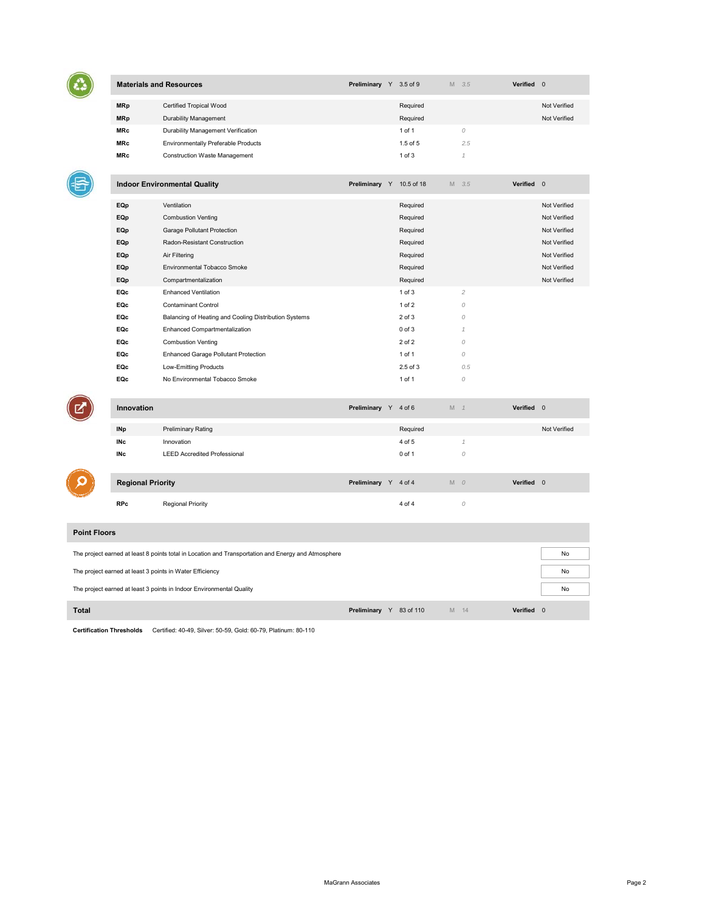| Materials and Resources | | Preliminary Y | 3.5 of 9 | M 3.5 | Verified 0 |
|---|---|---|---|---|---|
| MRp | Certified Tropical Wood | | Required | | Not Verified |
| MRp | Durability Management | | Required | | Not Verified |
| MRc | Durability Management Verification | | 1 of 1 | 0 | |
| MRc | Environmentally Preferable Products | | 1.5 of 5 | 2.5 | |
| MRc | Construction Waste Management | | 1 of 3 | 1 | |

| Indoor Environmental Quality | | Preliminary Y | 10.5 of 18 | M 3.5 | Verified 0 |
|---|---|---|---|---|---|
| EQp | Ventilation | | Required | | Not Verified |
| EQp | Combustion Venting | | Required | | Not Verified |
| EQp | Garage Pollutant Protection | | Required | | Not Verified |
| EQp | Radon-Resistant Construction | | Required | | Not Verified |
| EQp | Air Filtering | | Required | | Not Verified |
| EQp | Environmental Tobacco Smoke | | Required | | Not Verified |
| EQp | Compartmentalization | | Required | | Not Verified |
| EQc | Enhanced Ventilation | | 1 of 3 | 2 | |
| EQc | Contaminant Control | | 1 of 2 | 0 | |
| EQc | Balancing of Heating and Cooling Distribution Systems | | 2 of 3 | 0 | |
| EQc | Enhanced Compartmentalization | | 0 of 3 | 1 | |
| EQc | Combustion Venting | | 2 of 2 | 0 | |
| EQc | Enhanced Garage Pollutant Protection | | 1 of 1 | 0 | |
| EQc | Low-Emitting Products | | 2.5 of 3 | 0.5 | |
| EQc | No Environmental Tobacco Smoke | | 1 of 1 | 0 | |

| Innovation | | Preliminary Y | 4 of 6 | M 1 | Verified 0 |
|---|---|---|---|---|---|
| INp | Preliminary Rating | | Required | | Not Verified |
| INc | Innovation | | 4 of 5 | 1 | |
| INc | LEED Accredited Professional | | 0 of 1 | 0 | |

| Regional Priority | | Preliminary Y | 4 of 4 | M 0 | Verified 0 |
|---|---|---|---|---|---|
| RPc | Regional Priority | | 4 of 4 | 0 | |

| Point Floors | |
|---|---|
| The project earned at least 8 points total in Location and Transportation and Energy and Atmosphere | No |
| The project earned at least 3 points in Water Efficiency | No |
| The project earned at least 3 points in Indoor Environmental Quality | No |

| Total | Preliminary Y | 83 of 110 | M 14 | Verified 0 |
|---|---|---|---|---|

**Certification Thresholds** Certified: 40-49, Silver: 50-59, Gold: 60-79, Platinum: 80-110

MaGrann Associates